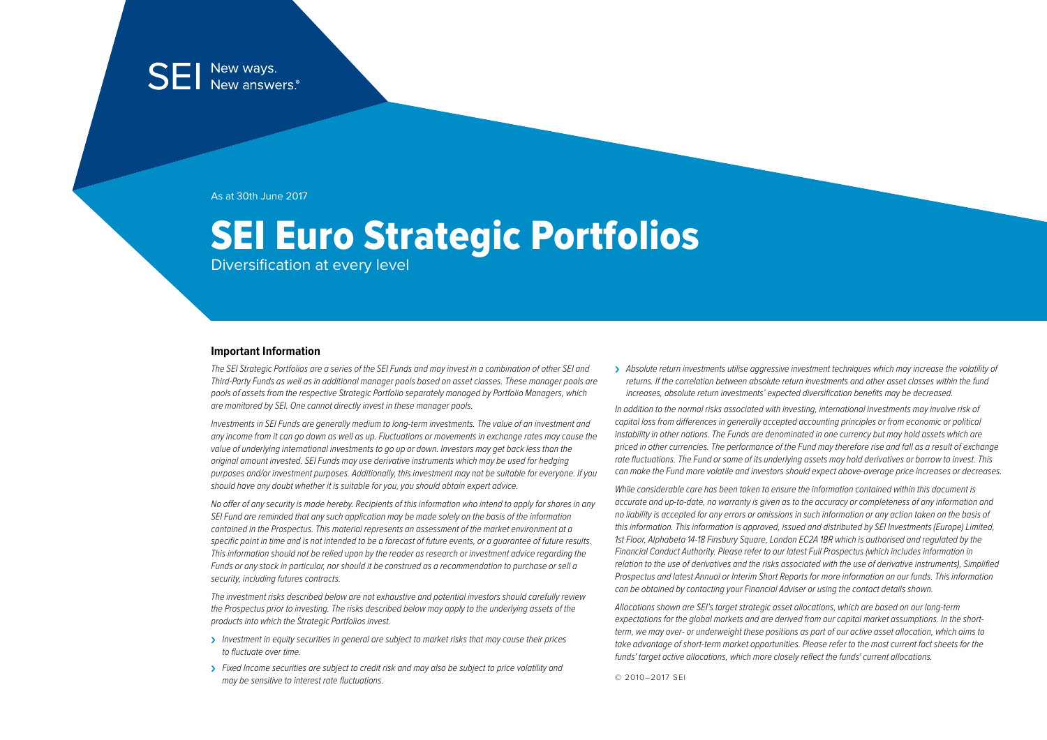SEI New ways. New answers.®

As at 30th June 2017

# SEI Euro Strategic Portfolios

Diversification at every level

## Important Information

*The SEI Strategic Portfolios are a series of the SEI Funds and may invest in a combination of other SEI and Third-Party Funds as well as in additional manager pools based on asset classes. These manager pools are pools of assets from the respective Strategic Portfolio separately managed by Portfolio Managers, which are monitored by SEI. One cannot directly invest in these manager pools.*

*Investments in SEI Funds are generally medium to long-term investments. The value of an investment and any income from it can go down as well as up. Fluctuations or movements in exchange rates may cause the value of underlying international investments to go up or down. Investors may get back less than the original amount invested. SEI Funds may use derivative instruments which may be used for hedging purposes and/or investment purposes. Additionally, this investment may not be suitable for everyone. If you should have any doubt whether it is suitable for you, you should obtain expert advice.*

*No offer of any security is made hereby. Recipients of this information who intend to apply for shares in any SEI Fund are reminded that any such application may be made solely on the basis of the information contained in the Prospectus. This material represents an assessment of the market environment at a specific point in time and is not intended to be a forecast of future events, or a guarantee of future results. This information should not be relied upon by the reader as research or investment advice regarding the Funds or any stock in particular, nor should it be construed as a recommendation to purchase or sell a security, including futures contracts.*

*The investment risks described below are not exhaustive and potential investors should carefully review the Prospectus prior to investing. The risks described below may apply to the underlying assets of the products into which the Strategic Portfolios invest.*

- *Investment in equity securities in general are subject to market risks that may cause their prices to fluctuate over time.*
- *Fixed Income securities are subject to credit risk and may also be subject to price volatility and may be sensitive to interest rate fluctuations.*
- *Absolute return investments utilise aggressive investment techniques which may increase the volatility of returns. If the correlation between absolute return investments and other asset classes within the fund increases, absolute return investments' expected diversification benefits may be decreased.*

*In addition to the normal risks associated with investing, international investments may involve risk of capital loss from differences in generally accepted accounting principles or from economic or political instability in other nations. The Funds are denominated in one currency but may hold assets which are priced in other currencies. The performance of the Fund may therefore rise and fall as a result of exchange rate fluctuations. The Fund or some of its underlying assets may hold derivatives or borrow to invest. This can make the Fund more volatile and investors should expect above-average price increases or decreases.*

*While considerable care has been taken to ensure the information contained within this document is accurate and up-to-date, no warranty is given as to the accuracy or completeness of any information and no liability is accepted for any errors or omissions in such information or any action taken on the basis of this information. This information is approved, issued and distributed by SEI Investments (Europe) Limited, 1st Floor, Alphabeta 14-18 Finsbury Square, London EC2A 1BR which is authorised and regulated by the Financial Conduct Authority. Please refer to our latest Full Prospectus (which includes information in relation to the use of derivatives and the risks associated with the use of derivative instruments), Simplified Prospectus and latest Annual or Interim Short Reports for more information on our funds. This information can be obtained by contacting your Financial Adviser or using the contact details shown.*

*Allocations shown are SEI's target strategic asset allocations, which are based on our long-term expectations for the global markets and are derived from our capital market assumptions. In the short-term, we may over- or underweight these positions as part of our active asset allocation, which aims to take advantage of short-term market opportunities. Please refer to the most current fact sheets for the funds' target active allocations, which more closely reflect the funds' current allocations.*

© 2010–2017 SEI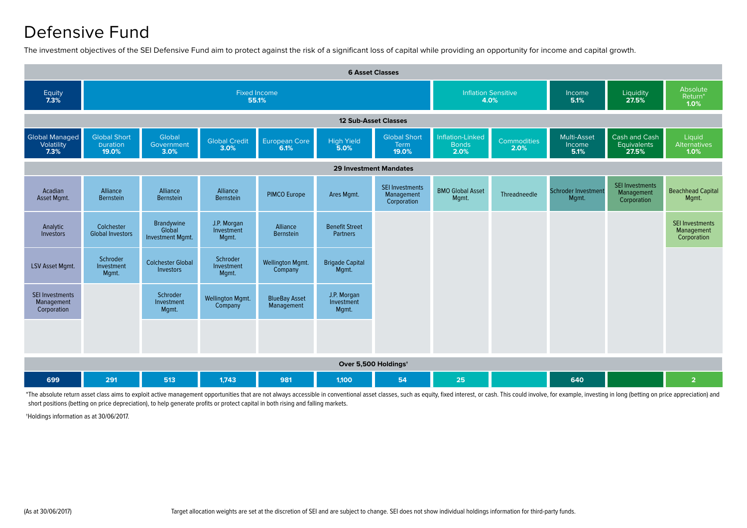# Defensive Fund

The investment objectives of the SEI Defensive Fund aim to protect against the risk of a significant loss of capital while providing an opportunity for income and capital growth.

**6 Asset Classes**

| Equity | Fixed Income | Inflation Sensitive | Income | Liquidity | Absolute Return* |
|---|---|---|---|---|---|
| 7.3% | 55.1% | 4.0% | 5.1% | 27.5% | 1.0% |

**12 Sub-Asset Classes, 29 Investment Mandates and Over 5,500 Holdings†**

| Asset Class | Sub-Asset Class | Investment Mandates | Holdings† |
|---|---|---|---|
| Equity | Global Managed Volatility 7.3% | Acadian Asset Mgmt.; Analytic Investors; LSV Asset Mgmt.; SEI Investments Management Corporation | 699 |
| Fixed Income | Global Short Duration 19.0% | Alliance Bernstein; Colchester Global Investors; Schroder Investment Mgmt. | 291 |
| Fixed Income | Global Government 3.0% | Alliance Bernstein; Brandywine Global Investment Mgmt.; Colchester Global Investors; Schroder Investment Mgmt. | 513 |
| Fixed Income | Global Credit 3.0% | Alliance Bernstein; J.P. Morgan Investment Mgmt.; Schroder Investment Mgmt.; Wellington Mgmt. Company | 1,743 |
| Fixed Income | European Core 6.1% | PIMCO Europe; Alliance Bernstein; Wellington Mgmt. Company; BlueBay Asset Management | 981 |
| Fixed Income | High Yield 5.0% | Ares Mgmt.; Benefit Street Partners; Brigade Capital Mgmt.; J.P. Morgan Investment Mgmt. | 1,100 |
| Fixed Income | Global Short Term 19.0% | SEI Investments Management Corporation | 54 |
| Inflation Sensitive | Inflation-Linked Bonds 2.0% | BMO Global Asset Mgmt. | 25 |
| Inflation Sensitive | Commodities 2.0% | Threadneedle | |
| Income | Multi-Asset Income 5.1% | Schroder Investment Mgmt. | 640 |
| Liquidity | Cash and Cash Equivalents 27.5% | SEI Investments Management Corporation | |
| Absolute Return* | Liquid Alternatives 1.0% | Beachhead Capital Mgmt.; SEI Investments Management Corporation | 2 |

*The absolute return asset class aims to exploit active management opportunities that are not always accessible in conventional asset classes, such as equity, fixed interest, or cash. This could involve, for example, investing in long (betting on price appreciation) and short positions (betting on price depreciation), to help generate profits or protect capital in both rising and falling markets.

†Holdings information as at 30/06/2017.

(As at 30/06/2017)

Target allocation weights are set at the discretion of SEI and are subject to change. SEI does not show individual holdings information for third-party funds.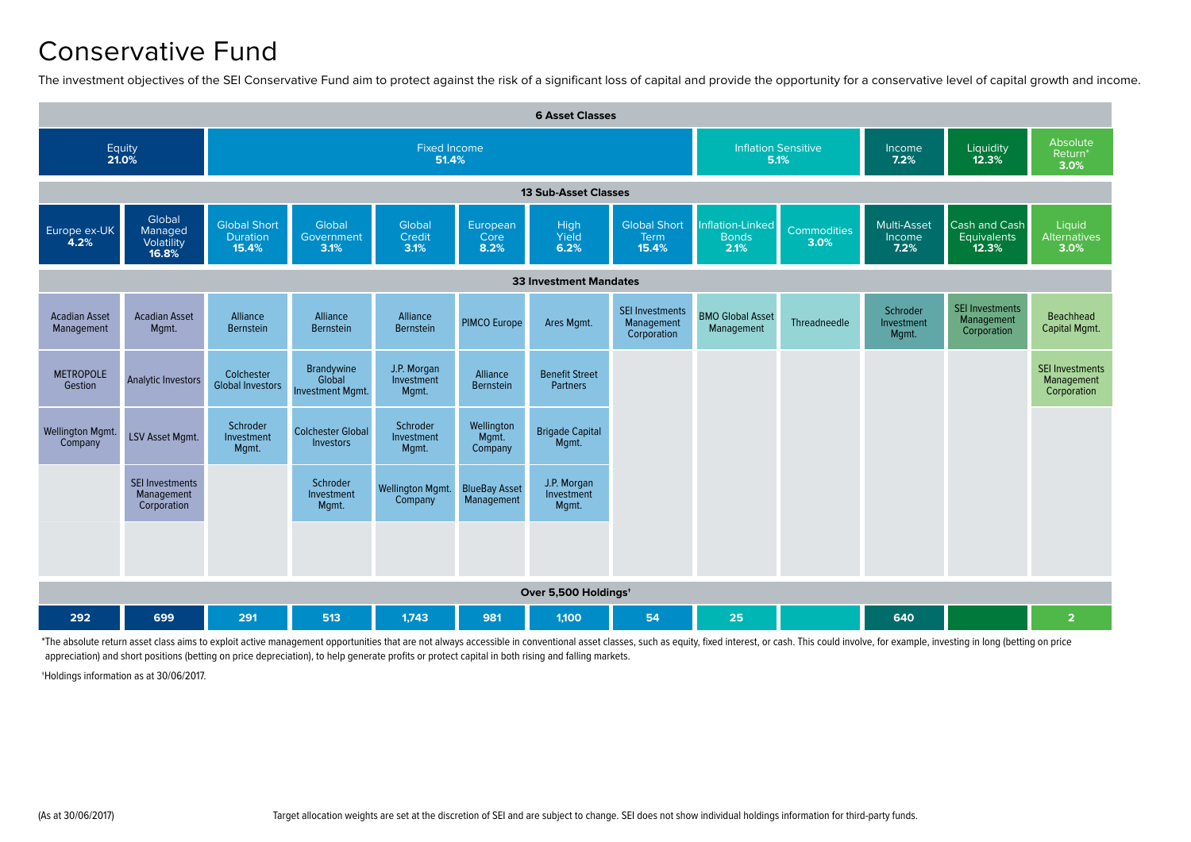# Conservative Fund

The investment objectives of the SEI Conservative Fund aim to protect against the risk of a significant loss of capital and provide the opportunity for a conservative level of capital growth and income.

| | | | | | | | | | | | | |
|---|---|---|---|---|---|---|---|---|---|---|---|---|
| **6 Asset Classes** | | | | | | | | | | | | |
| Equity **21.0%** | | Fixed Income **51.4%** | | | | | | Inflation Sensitive **5.1%** | | Income **7.2%** | Liquidity **12.3%** | Absolute Return* **3.0%** |
| **13 Sub-Asset Classes** | | | | | | | | | | | | |
| Europe ex-UK **4.2%** | Global Managed Volatility **16.8%** | Global Short Duration **15.4%** | Global Government **3.1%** | Global Credit **3.1%** | European Core **8.2%** | High Yield **6.2%** | Global Short Term **15.4%** | Inflation-Linked Bonds **2.1%** | Commodities **3.0%** | Multi-Asset Income **7.2%** | Cash and Cash Equivalents **12.3%** | Liquid Alternatives **3.0%** |
| **33 Investment Mandates** | | | | | | | | | | | | |
| Acadian Asset Management | Acadian Asset Mgmt. | Alliance Bernstein | Alliance Bernstein | Alliance Bernstein | PIMCO Europe | Ares Mgmt. | SEI Investments Management Corporation | BMO Global Asset Management | Threadneedle | Schroder Investment Mgmt. | SEI Investments Management Corporation | Beachhead Capital Mgmt. |
| METROPOLE Gestion | Analytic Investors | Colchester Global Investors | Brandywine Global Investment Mgmt. | J.P. Morgan Investment Mgmt. | Alliance Bernstein | Benefit Street Partners | | | | | | SEI Investments Management Corporation |
| Wellington Mgmt. Company | LSV Asset Mgmt. | Schroder Investment Mgmt. | Colchester Global Investors | Schroder Investment Mgmt. | Wellington Mgmt. Company | Brigade Capital Mgmt. | | | | | | |
| | SEI Investments Management Corporation | | Schroder Investment Mgmt. | Wellington Mgmt. Company | BlueBay Asset Management | J.P. Morgan Investment Mgmt. | | | | | | |
| **Over 5,500 Holdings†** | | | | | | | | | | | | |
| **292** | **699** | **291** | **513** | **1,743** | **981** | **1,100** | **54** | **25** | | **640** | | **2** |

*The absolute return asset class aims to exploit active management opportunities that are not always accessible in conventional asset classes, such as equity, fixed interest, or cash. This could involve, for example, investing in long (betting on price appreciation) and short positions (betting on price depreciation), to help generate profits or protect capital in both rising and falling markets.

†Holdings information as at 30/06/2017.

(As at 30/06/2017) Target allocation weights are set at the discretion of SEI and are subject to change. SEI does not show individual holdings information for third-party funds.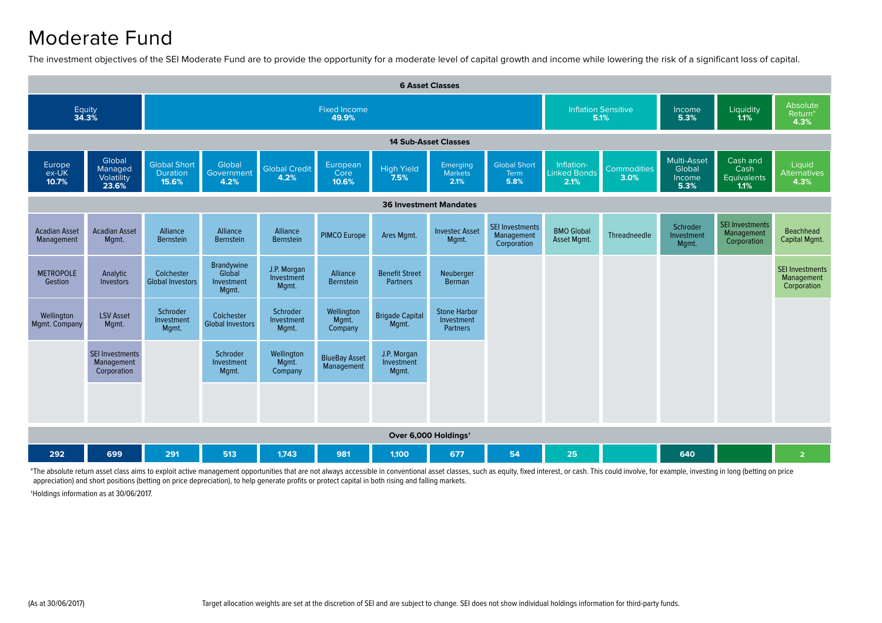# Moderate Fund

The investment objectives of the SEI Moderate Fund are to provide the opportunity for a moderate level of capital growth and income while lowering the risk of a significant loss of capital.

| 6 Asset Classes | | | | | | | | | | | | | | |
|---|---|---|---|---|---|---|---|---|---|---|---|---|---|---|
| Equity 34.3% | | Fixed Income 49.9% | | | | | | | Inflation Sensitive 5.1% | | Income 5.3% | Liquidity 1.1% | Absolute Return* 4.3% |
| **14 Sub-Asset Classes** | | | | | | | | | | | | | | |
| Europe ex-UK 10.7% | Global Managed Volatility 23.6% | Global Short Duration 15.6% | Global Government 4.2% | Global Credit 4.2% | European Core 10.6% | High Yield 7.5% | Emerging Markets 2.1% | Global Short Term 5.8% | Inflation-Linked Bonds 2.1% | Commodities 3.0% | Multi-Asset Global Income 5.3% | Cash and Cash Equivalents 1.1% | Liquid Alternatives 4.3% |
| **36 Investment Mandates** | | | | | | | | | | | | | | |
| Acadian Asset Management | Acadian Asset Mgmt. | Alliance Bernstein | Alliance Bernstein | Alliance Bernstein | PIMCO Europe | Ares Mgmt. | Investec Asset Mgmt. | SEI Investments Management Corporation | BMO Global Asset Mgmt. | Threadneedle | Schroder Investment Mgmt. | SEI Investments Management Corporation | Beachhead Capital Mgmt. |
| METROPOLE Gestion | Analytic Investors | Colchester Global Investors | Brandywine Global Investment Mgmt. | J.P. Morgan Investment Mgmt. | Alliance Bernstein | Benefit Street Partners | Neuberger Berman | | | | | | SEI Investments Management Corporation |
| Wellington Mgmt. Company | LSV Asset Mgmt. | Schroder Investment Mgmt. | Colchester Global Investors | Schroder Investment Mgmt. | Wellington Mgmt. Company | Brigade Capital Mgmt. | Stone Harbor Investment Partners | | | | | | |
| | SEI Investments Management Corporation | | Schroder Investment Mgmt. | Wellington Mgmt. Company | BlueBay Asset Management | J.P. Morgan Investment Mgmt. | | | | | | | |
| **Over 6,000 Holdings†** | | | | | | | | | | | | | | |
| 292 | 699 | 291 | 513 | 1,743 | 981 | 1,100 | 677 | 54 | 25 | | 640 | | 2 |

*The absolute return asset class aims to exploit active management opportunities that are not always accessible in conventional asset classes, such as equity, fixed interest, or cash. This could involve, for example, investing in long (betting on price appreciation) and short positions (betting on price depreciation), to help generate profits or protect capital in both rising and falling markets.

†Holdings information as at 30/06/2017.

(As at 30/06/2017)

Target allocation weights are set at the discretion of SEI and are subject to change. SEI does not show individual holdings information for third-party funds.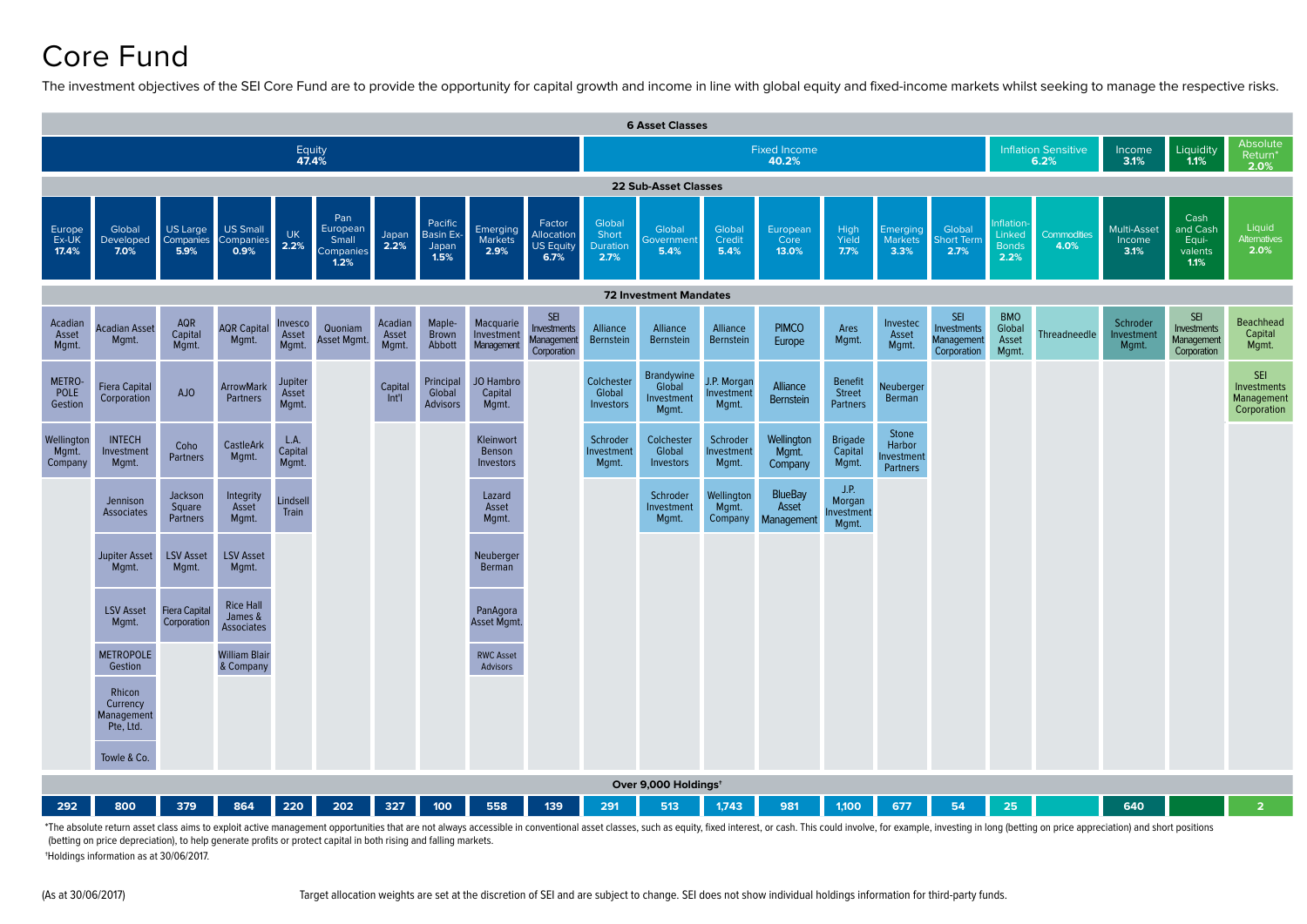# Core Fund

The investment objectives of the SEI Core Fund are to provide the opportunity for capital growth and income in line with global equity and fixed-income markets whilst seeking to manage the respective risks.

**6 Asset Classes**

| Asset Class | Allocation |
|---|---|
| Equity | 47.4% |
| Fixed Income | 40.2% |
| Inflation Sensitive | 6.2% |
| Income | 3.1% |
| Liquidity | 1.1% |
| Absolute Return* | 2.0% |

**22 Sub-Asset Classes / 72 Investment Mandates / Over 9,000 Holdings†**

| Asset Class | Sub-Asset Class | Investment Mandates | Holdings |
|---|---|---|---|
| Equity | Europe Ex-UK 17.4% | Acadian Asset Mgmt.; METRO-POLE Gestion; Wellington Mgmt. Company | 292 |
| Equity | Global Developed 7.0% | Acadian Asset Mgmt.; Fiera Capital Corporation; INTECH Investment Mgmt.; Jennison Associates; Jupiter Asset Mgmt.; LSV Asset Mgmt.; METROPOLE Gestion; Rhicon Currency Management Pte, Ltd.; Towle & Co. | 800 |
| Equity | US Large Companies 5.9% | AQR Capital Mgmt.; AJO; Coho Partners; Jackson Square Partners; LSV Asset Mgmt.; Fiera Capital Corporation | 379 |
| Equity | US Small Companies 0.9% | AQR Capital Mgmt.; ArrowMark Partners; CastleArk Mgmt.; Integrity Asset Mgmt.; LSV Asset Mgmt.; Rice Hall James & Associates; William Blair & Company | 864 |
| Equity | UK 2.2% | Invesco Asset Mgmt.; Jupiter Asset Mgmt.; L.A. Capital Mgmt.; Lindsell Train | 220 |
| Equity | Pan European Small Companies 1.2% | Quoniam Asset Mgmt. | 202 |
| Equity | Japan 2.2% | Acadian Asset Mgmt.; Capital Int'l | 327 |
| Equity | Pacific Basin Ex-Japan 1.5% | Maple-Brown Abbott; Principal Global Advisors | 100 |
| Equity | Emerging Markets 2.9% | Macquarie Investment Management; JO Hambro Capital Mgmt.; Kleinwort Benson Investors; Lazard Asset Mgmt.; Neuberger Berman; PanAgora Asset Mgmt.; RWC Asset Advisors | 558 |
| Equity | Factor Allocation US Equity 6.7% | SEI Investments Management Corporation | 139 |
| Fixed Income | Global Short Duration 2.7% | Alliance Bernstein; Colchester Global Investors; Schroder Investment Mgmt. | 291 |
| Fixed Income | Global Government 5.4% | Alliance Bernstein; Brandywine Global Investment Mgmt.; Colchester Global Investors; Schroder Investment Mgmt. | 513 |
| Fixed Income | Global Credit 5.4% | Alliance Bernstein; J.P. Morgan Investment Mgmt.; Schroder Investment Mgmt.; Wellington Mgmt. Company | 1,743 |
| Fixed Income | European Core 13.0% | PIMCO Europe; Alliance Bernstein; Wellington Mgmt. Company; BlueBay Asset Management | 981 |
| Fixed Income | High Yield 7.7% | Ares Mgmt.; Benefit Street Partners; Brigade Capital Mgmt.; J.P. Morgan Investment Mgmt. | 1,100 |
| Fixed Income | Emerging Markets 3.3% | Investec Asset Mgmt.; Neuberger Berman; Stone Harbor Investment Partners | 677 |
| Fixed Income | Global Short Term 2.7% | SEI Investments Management Corporation | 54 |
| Inflation Sensitive | Inflation-Linked Bonds 2.2% | BMO Global Asset Mgmt. | 25 |
| Inflation Sensitive | Commodities 4.0% | Threadneedle | |
| Income | Multi-Asset Income 3.1% | Schroder Investment Mgmt. | 640 |
| Liquidity | Cash and Cash Equivalents 1.1% | SEI Investments Management Corporation | |
| Absolute Return* | Liquid Alternatives 2.0% | Beachhead Capital Mgmt.; SEI Investments Management Corporation | 2 |

*The absolute return asset class aims to exploit active management opportunities that are not always accessible in conventional asset classes, such as equity, fixed interest, or cash. This could involve, for example, investing in long (betting on price appreciation) and short positions (betting on price depreciation), to help generate profits or protect capital in both rising and falling markets.

†Holdings information as at 30/06/2017.

(As at 30/06/2017)

Target allocation weights are set at the discretion of SEI and are subject to change. SEI does not show individual holdings information for third-party funds.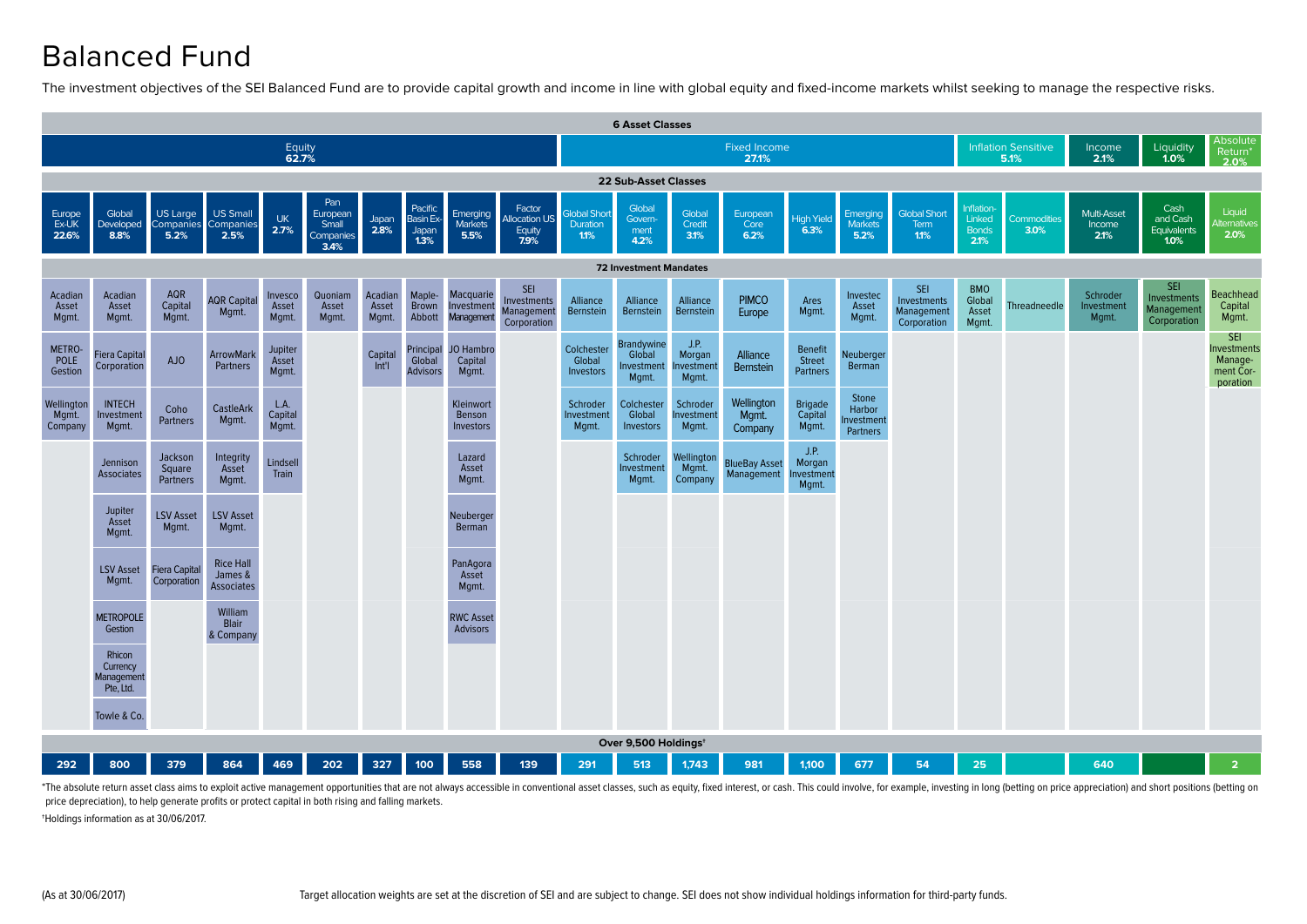# Balanced Fund

The investment objectives of the SEI Balanced Fund are to provide capital growth and income in line with global equity and fixed-income markets whilst seeking to manage the respective risks.

**6 Asset Classes**

| Asset Class | Weight |
|---|---|
| Equity | 62.7% |
| Fixed Income | 27.1% |
| Inflation Sensitive | 5.1% |
| Income | 2.1% |
| Liquidity | 1.0% |
| Absolute Return* | 2.0% |

**22 Sub-Asset Classes / 72 Investment Mandates / Over 9,500 Holdings†**

| Asset Class | Sub-Asset Class | Investment Mandates | Holdings |
|---|---|---|---|
| Equity | Europe Ex-UK 22.6% | Acadian Asset Mgmt.; METROPOLE Gestion; Wellington Mgmt. Company | 292 |
| Equity | Global Developed 8.8% | Acadian Asset Mgmt.; Fiera Capital Corporation; INTECH Investment Mgmt.; Jennison Associates; Jupiter Asset Mgmt.; LSV Asset Mgmt.; METROPOLE Gestion; Rhicon Currency Management Pte, Ltd.; Towle & Co. | 800 |
| Equity | US Large Companies 5.2% | AQR Capital Mgmt.; AJO; Coho Partners; Jackson Square Partners; LSV Asset Mgmt.; Fiera Capital Corporation | 379 |
| Equity | US Small Companies 2.5% | AQR Capital Mgmt.; ArrowMark Partners; CastleArk Mgmt.; Integrity Asset Mgmt.; LSV Asset Mgmt.; Rice Hall James & Associates; William Blair & Company | 864 |
| Equity | UK 2.7% | Invesco Asset Mgmt.; Jupiter Asset Mgmt.; L.A. Capital Mgmt.; Lindsell Train | 469 |
| Equity | Pan European Small Companies 3.4% | Quoniam Asset Mgmt. | 202 |
| Equity | Japan 2.8% | Acadian Asset Mgmt.; Capital Int'l | 327 |
| Equity | Pacific Basin Ex-Japan 1.3% | Maple-Brown Abbott; Principal Global Advisors | 100 |
| Equity | Emerging Markets 5.5% | Macquarie Investment Management; JO Hambro Capital Mgmt.; Kleinwort Benson Investors; Lazard Asset Mgmt.; Neuberger Berman; PanAgora Asset Mgmt.; RWC Asset Advisors | 558 |
| Equity | Factor Allocation US Equity 7.9% | SEI Investments Management Corporation | 139 |
| Fixed Income | Global Short Duration 1.1% | Alliance Bernstein; Colchester Global Investors; Schroder Investment Mgmt. | 291 |
| Fixed Income | Global Government 4.2% | Alliance Bernstein; Brandywine Global Investment Mgmt.; Colchester Global Investors; Schroder Investment Mgmt. | 513 |
| Fixed Income | Global Credit 3.1% | Alliance Bernstein; J.P. Morgan Investment Mgmt.; Schroder Investment Mgmt.; Wellington Mgmt. Company | 1,743 |
| Fixed Income | European Core 6.2% | PIMCO Europe; Alliance Bernstein; Wellington Mgmt. Company; BlueBay Asset Management | 981 |
| Fixed Income | High Yield 6.3% | Ares Mgmt.; Benefit Street Partners; Brigade Capital Mgmt.; J.P. Morgan Investment Mgmt. | 1,100 |
| Fixed Income | Emerging Markets 5.2% | Investec Asset Mgmt.; Neuberger Berman; Stone Harbor Investment Partners | 677 |
| Fixed Income | Global Short Term 1.1% | SEI Investments Management Corporation | 54 |
| Inflation Sensitive | Inflation-Linked Bonds 2.1% | BMO Global Asset Mgmt. | 25 |
| Inflation Sensitive | Commodities 3.0% | Threadneedle | |
| Income | Multi-Asset Income 2.1% | Schroder Investment Mgmt. | 640 |
| Liquidity | Cash and Cash Equivalents 1.0% | SEI Investments Management Corporation | |
| Absolute Return* | Liquid Alternatives 2.0% | Beachhead Capital Mgmt.; SEI Investments Management Corporation | 2 |

*The absolute return asset class aims to exploit active management opportunities that are not always accessible in conventional asset classes, such as equity, fixed interest, or cash. This could involve, for example, investing in long (betting on price appreciation) and short positions (betting on price depreciation), to help generate profits or protect capital in both rising and falling markets.

†Holdings information as at 30/06/2017.

(As at 30/06/2017)

Target allocation weights are set at the discretion of SEI and are subject to change. SEI does not show individual holdings information for third-party funds.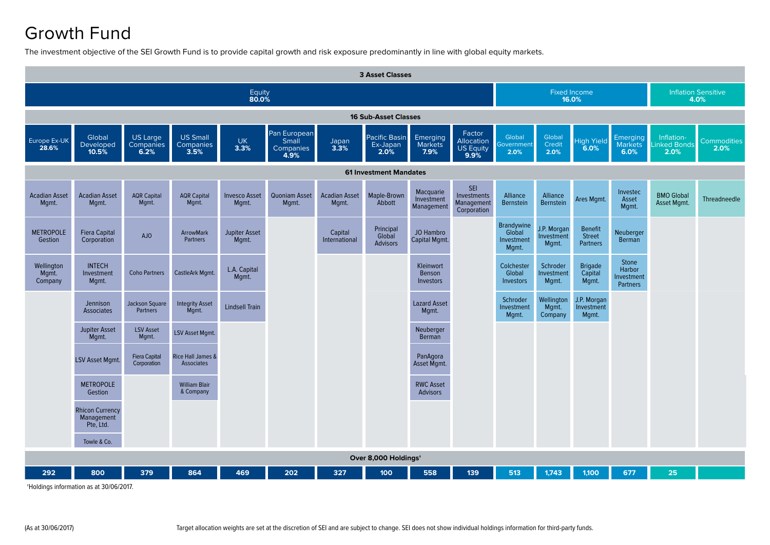# Growth Fund

The investment objective of the SEI Growth Fund is to provide capital growth and risk exposure predominantly in line with global equity markets.

**3 Asset Classes**

| Asset Class | Weight |
|---|---|
| Equity | 80.0% |
| Fixed Income | 16.0% |
| Inflation Sensitive | 4.0% |

**16 Sub-Asset Classes / 61 Investment Mandates / Over 8,000 Holdings†**

| Asset Class | Sub-Asset Class | Weight | Investment Mandates | Holdings |
|---|---|---|---|---|
| Equity | Europe Ex-UK | 28.6% | Acadian Asset Mgmt.; METROPOLE Gestion; Wellington Mgmt. Company | 292 |
| Equity | Global Developed | 10.5% | Acadian Asset Mgmt.; Fiera Capital Corporation; INTECH Investment Mgmt.; Jennison Associates; Jupiter Asset Mgmt.; LSV Asset Mgmt.; METROPOLE Gestion; Rhicon Currency Management Pte, Ltd.; Towle & Co. | 800 |
| Equity | US Large Companies | 6.2% | AQR Capital Mgmt.; AJO; Coho Partners; Jackson Square Partners; LSV Asset Mgmt.; Fiera Capital Corporation | 379 |
| Equity | US Small Companies | 3.5% | AQR Capital Mgmt.; ArrowMark Partners; CastleArk Mgmt.; Integrity Asset Mgmt.; LSV Asset Mgmt.; Rice Hall James & Associates; William Blair & Company | 864 |
| Equity | UK | 3.3% | Invesco Asset Mgmt.; Jupiter Asset Mgmt.; L.A. Capital Mgmt.; Lindsell Train | 469 |
| Equity | Pan European Small Companies | 4.9% | Quoniam Asset Mgmt. | 202 |
| Equity | Japan | 3.3% | Acadian Asset Mgmt.; Capital International | 327 |
| Equity | Pacific Basin Ex-Japan | 2.0% | Maple-Brown Abbott; Principal Global Advisors | 100 |
| Equity | Emerging Markets | 7.9% | Macquarie Investment Management; JO Hambro Capital Mgmt.; Kleinwort Benson Investors; Lazard Asset Mgmt.; Neuberger Berman; PanAgora Asset Mgmt.; RWC Asset Advisors | 558 |
| Equity | Factor Allocation US Equity | 9.9% | SEI Investments Management Corporation | 139 |
| Fixed Income | Global Government | 2.0% | Alliance Bernstein; Brandywine Global Investment Mgmt.; Colchester Global Investors; Schroder Investment Mgmt. | 513 |
| Fixed Income | Global Credit | 2.0% | Alliance Bernstein; J.P. Morgan Investment Mgmt.; Schroder Investment Mgmt.; Wellington Mgmt. Company | 1,743 |
| Fixed Income | High Yield | 6.0% | Ares Mgmt.; Benefit Street Partners; Brigade Capital Mgmt.; J.P. Morgan Investment Mgmt. | 1,100 |
| Fixed Income | Emerging Markets | 6.0% | Investec Asset Mgmt.; Neuberger Berman; Stone Harbor Investment Partners | 677 |
| Inflation Sensitive | Inflation-Linked Bonds | 2.0% | BMO Global Asset Mgmt. | 25 |
| Inflation Sensitive | Commodities | 2.0% | Threadneedle | |

†Holdings information as at 30/06/2017.

(As at 30/06/2017)

Target allocation weights are set at the discretion of SEI and are subject to change. SEI does not show individual holdings information for third-party funds.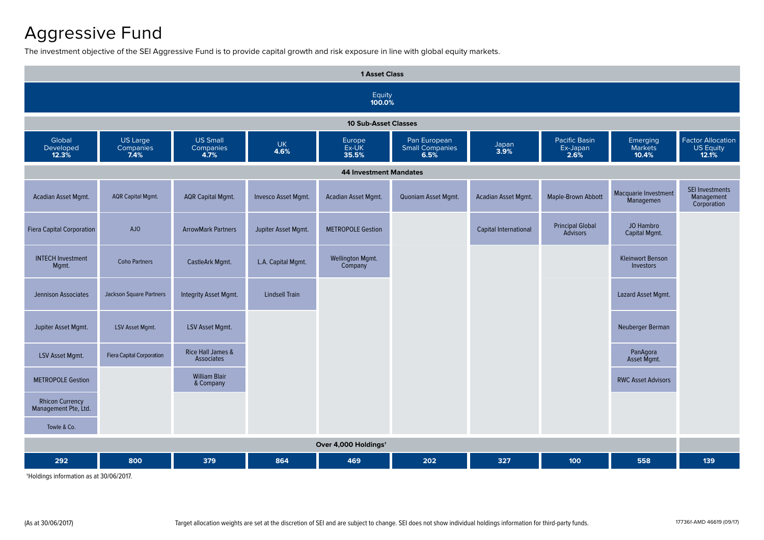# Aggressive Fund

The investment objective of the SEI Aggressive Fund is to provide capital growth and risk exposure in line with global equity markets.

**1 Asset Class**

Equity **100.0%**

**10 Sub-Asset Classes**

**44 Investment Mandates**

| Global Developed 12.3% | US Large Companies 7.4% | US Small Companies 4.7% | UK 4.6% | Europe Ex-UK 35.5% | Pan European Small Companies 6.5% | Japan 3.9% | Pacific Basin Ex-Japan 2.6% | Emerging Markets 10.4% | Factor Allocation US Equity 12.1% |
|---|---|---|---|---|---|---|---|---|---|
| Acadian Asset Mgmt. | AQR Capital Mgmt. | AQR Capital Mgmt. | Invesco Asset Mgmt. | Acadian Asset Mgmt. | Quoniam Asset Mgmt. | Acadian Asset Mgmt. | Maple-Brown Abbott | Macquarie Investment Managemen | SEI Investments Management Corporation |
| Fiera Capital Corporation | AJO | ArrowMark Partners | Jupiter Asset Mgmt. | METROPOLE Gestion | | Capital International | Principal Global Advisors | JO Hambro Capital Mgmt. | |
| INTECH Investment Mgmt. | Coho Partners | CastleArk Mgmt. | L.A. Capital Mgmt. | Wellington Mgmt. Company | | | | Kleinwort Benson Investors | |
| Jennison Associates | Jackson Square Partners | Integrity Asset Mgmt. | Lindsell Train | | | | | Lazard Asset Mgmt. | |
| Jupiter Asset Mgmt. | LSV Asset Mgmt. | LSV Asset Mgmt. | | | | | | Neuberger Berman | |
| LSV Asset Mgmt. | Fiera Capital Corporation | Rice Hall James & Associates | | | | | | PanAgora Asset Mgmt. | |
| METROPOLE Gestion | | William Blair & Company | | | | | | RWC Asset Advisors | |
| Rhicon Currency Management Pte, Ltd. | | | | | | | | | |
| Towle & Co. | | | | | | | | | |
| **Over 4,000 Holdings†** | | | | | | | | | |
| **292** | **800** | **379** | **864** | **469** | **202** | **327** | **100** | **558** | **139** |

†Holdings information as at 30/06/2017.

(As at 30/06/2017)

Target allocation weights are set at the discretion of SEI and are subject to change. SEI does not show individual holdings information for third-party funds.

17736f-AMD 46619 (09/17)